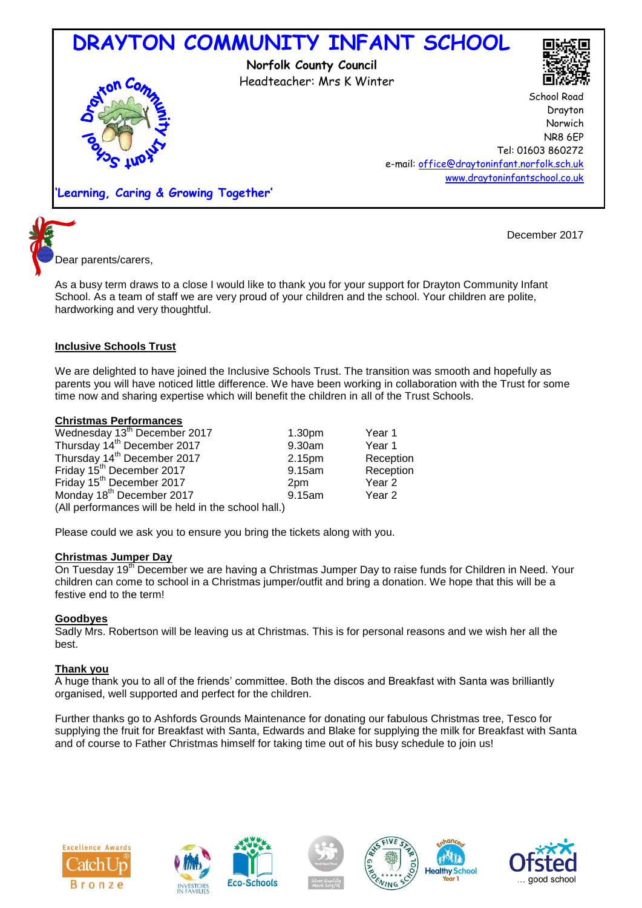# DRAYTON COMMUNITY INFANT SCHOOL

**Norfolk County Council**
Headteacher: Mrs K Winter

School Road
Drayton
Norwich
NR8 6EP
Tel: 01603 860272
e-mail: office@draytoninfant.norfolk.sch.uk
www.draytoninfantschool.co.uk

**'Learning, Caring & Growing Together'**

December 2017

Dear parents/carers,

As a busy term draws to a close I would like to thank you for your support for Drayton Community Infant School. As a team of staff we are very proud of your children and the school. Your children are polite, hardworking and very thoughtful.

**Inclusive Schools Trust**

We are delighted to have joined the Inclusive Schools Trust. The transition was smooth and hopefully as parents you will have noticed little difference. We have been working in collaboration with the Trust for some time now and sharing expertise which will benefit the children in all of the Trust Schools.

**Christmas Performances**

| | | |
|---|---|---|
| Wednesday 13th December 2017 | 1.30pm | Year 1 |
| Thursday 14th December 2017 | 9.30am | Year 1 |
| Thursday 14th December 2017 | 2.15pm | Reception |
| Friday 15th December 2017 | 9.15am | Reception |
| Friday 15th December 2017 | 2pm | Year 2 |
| Monday 18th December 2017 | 9.15am | Year 2 |

(All performances will be held in the school hall.)

Please could we ask you to ensure you bring the tickets along with you.

**Christmas Jumper Day**

On Tuesday 19th December we are having a Christmas Jumper Day to raise funds for Children in Need. Your children can come to school in a Christmas jumper/outfit and bring a donation. We hope that this will be a festive end to the term!

**Goodbyes**

Sadly Mrs. Robertson will be leaving us at Christmas. This is for personal reasons and we wish her all the best.

**Thank you**

A huge thank you to all of the friends' committee. Both the discos and Breakfast with Santa was brilliantly organised, well supported and perfect for the children.

Further thanks go to Ashfords Grounds Maintenance for donating our fabulous Christmas tree, Tesco for supplying the fruit for Breakfast with Santa, Edwards and Blake for supplying the milk for Breakfast with Santa and of course to Father Christmas himself for taking time out of his busy schedule to join us!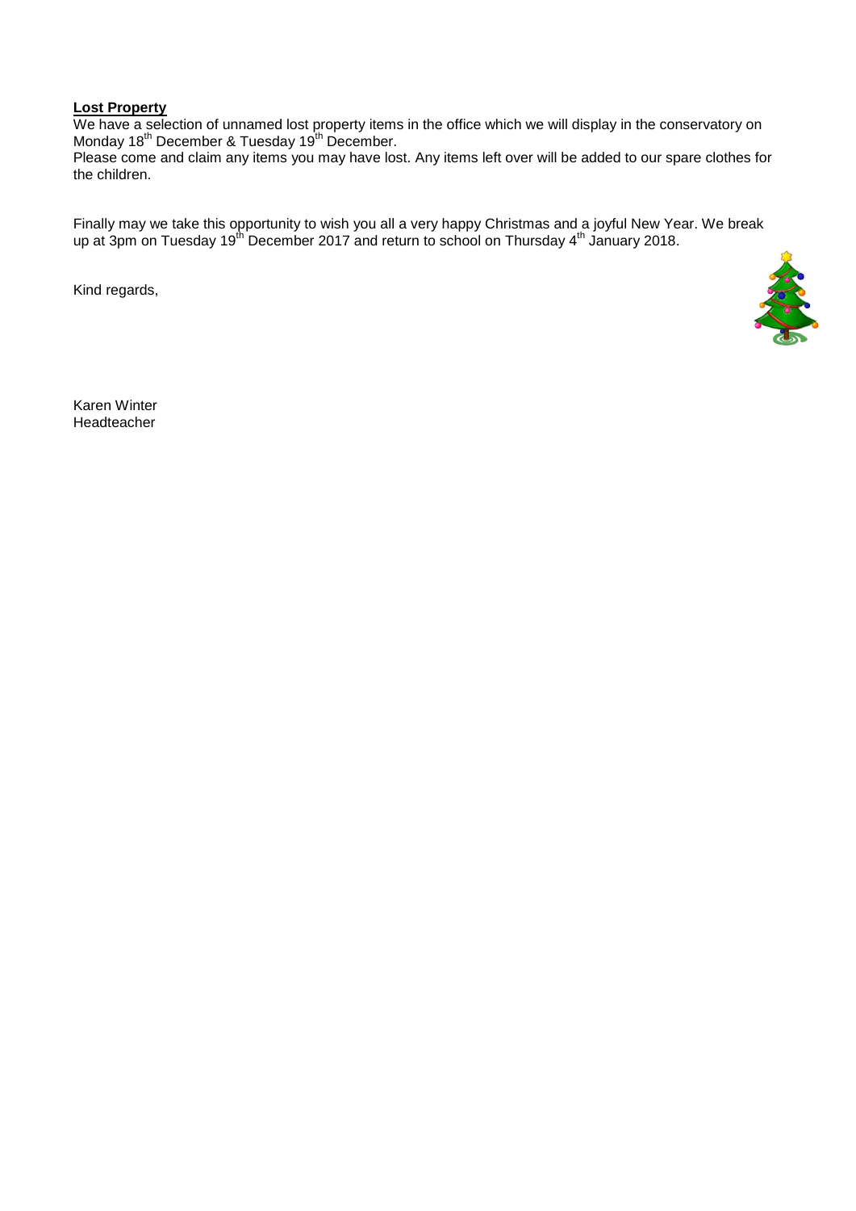**Lost Property**

We have a selection of unnamed lost property items in the office which we will display in the conservatory on Monday 18th December & Tuesday 19th December.

Please come and claim any items you may have lost. Any items left over will be added to our spare clothes for the children.

Finally may we take this opportunity to wish you all a very happy Christmas and a joyful New Year. We break up at 3pm on Tuesday 19th December 2017 and return to school on Thursday 4th January 2018.

Kind regards,

Karen Winter
Headteacher